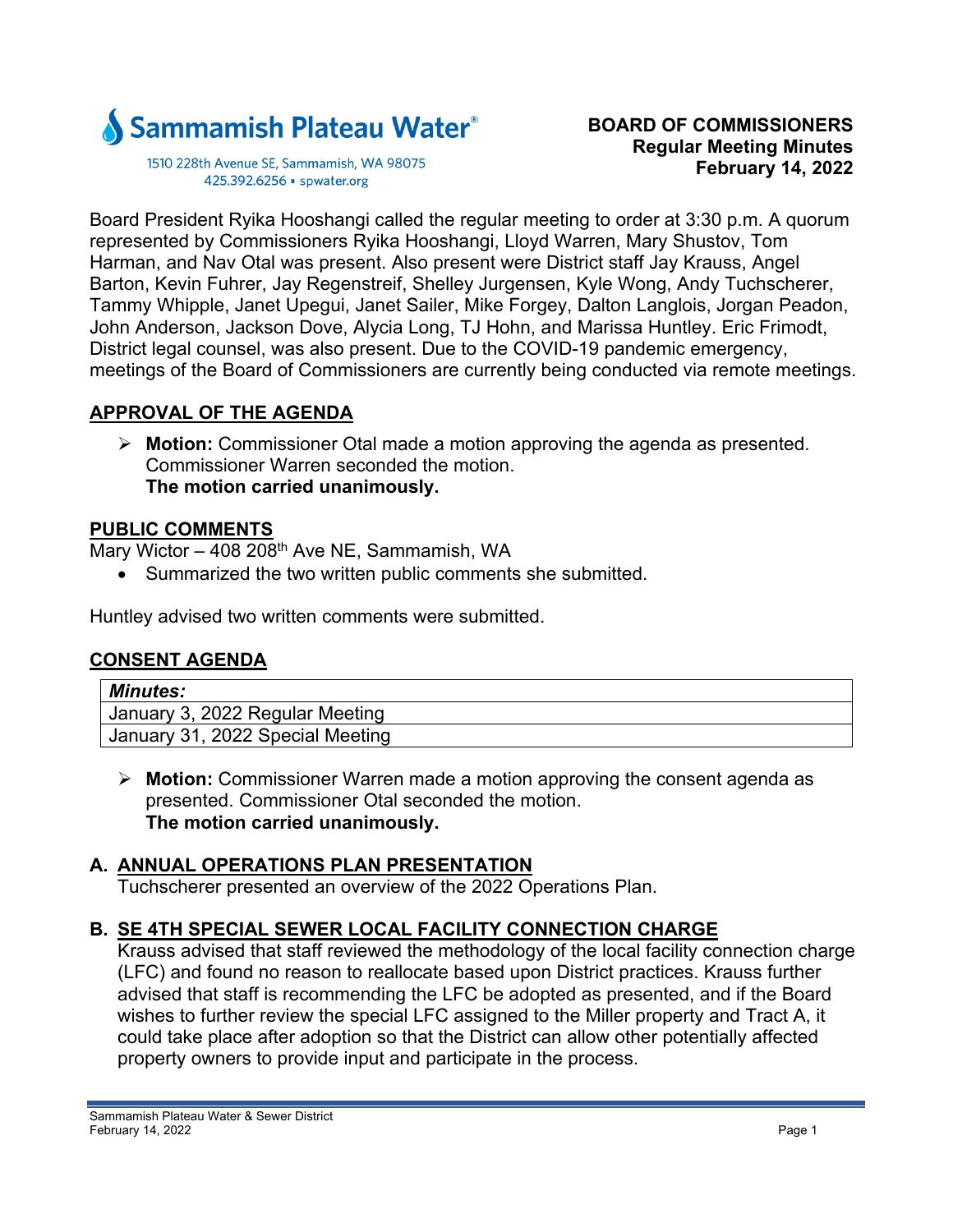Sammamish Plateau Water®

1510 228th Avenue SE, Sammamish, WA 98075
425.392.6256 ▪ spwater.org

**BOARD OF COMMISSIONERS**
**Regular Meeting Minutes**
**February 14, 2022**

Board President Ryika Hooshangi called the regular meeting to order at 3:30 p.m. A quorum represented by Commissioners Ryika Hooshangi, Lloyd Warren, Mary Shustov, Tom Harman, and Nav Otal was present. Also present were District staff Jay Krauss, Angel Barton, Kevin Fuhrer, Jay Regenstreif, Shelley Jurgensen, Kyle Wong, Andy Tuchscherer, Tammy Whipple, Janet Upegui, Janet Sailer, Mike Forgey, Dalton Langlois, Jorgan Peadon, John Anderson, Jackson Dove, Alycia Long, TJ Hohn, and Marissa Huntley. Eric Frimodt, District legal counsel, was also present. Due to the COVID-19 pandemic emergency, meetings of the Board of Commissioners are currently being conducted via remote meetings.

## APPROVAL OF THE AGENDA

- **Motion:** Commissioner Otal made a motion approving the agenda as presented. Commissioner Warren seconded the motion.
  **The motion carried unanimously.**

## PUBLIC COMMENTS

Mary Wictor – 408 208th Ave NE, Sammamish, WA

- Summarized the two written public comments she submitted.

Huntley advised two written comments were submitted.

## CONSENT AGENDA

| ***Minutes:*** |
|---|
| January 3, 2022 Regular Meeting |
| January 31, 2022 Special Meeting |

- **Motion:** Commissioner Warren made a motion approving the consent agenda as presented. Commissioner Otal seconded the motion.
  **The motion carried unanimously.**

## A. ANNUAL OPERATIONS PLAN PRESENTATION

Tuchscherer presented an overview of the 2022 Operations Plan.

## B. SE 4TH SPECIAL SEWER LOCAL FACILITY CONNECTION CHARGE

Krauss advised that staff reviewed the methodology of the local facility connection charge (LFC) and found no reason to reallocate based upon District practices. Krauss further advised that staff is recommending the LFC be adopted as presented, and if the Board wishes to further review the special LFC assigned to the Miller property and Tract A, it could take place after adoption so that the District can allow other potentially affected property owners to provide input and participate in the process.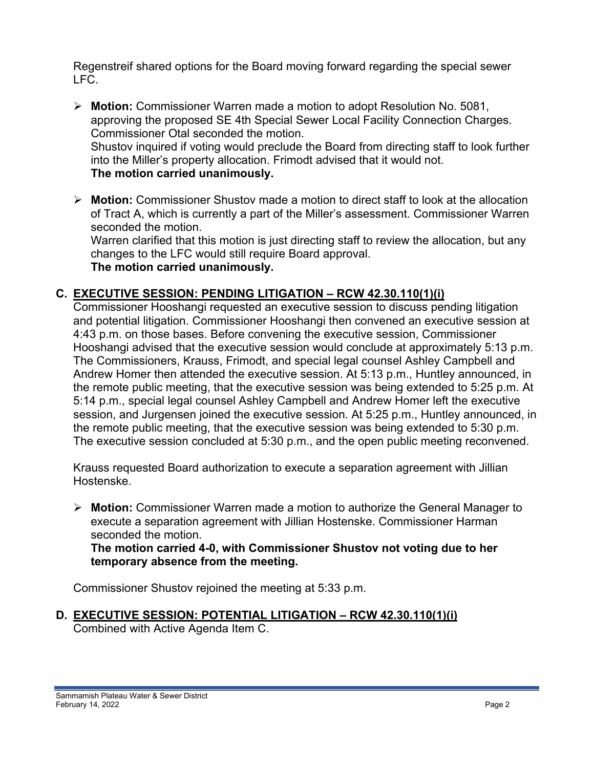Regenstreif shared options for the Board moving forward regarding the special sewer LFC.

- **Motion:** Commissioner Warren made a motion to adopt Resolution No. 5081, approving the proposed SE 4th Special Sewer Local Facility Connection Charges. Commissioner Otal seconded the motion.
  Shustov inquired if voting would preclude the Board from directing staff to look further into the Miller's property allocation. Frimodt advised that it would not.
  **The motion carried unanimously.**

- **Motion:** Commissioner Shustov made a motion to direct staff to look at the allocation of Tract A, which is currently a part of the Miller's assessment. Commissioner Warren seconded the motion.
  Warren clarified that this motion is just directing staff to review the allocation, but any changes to the LFC would still require Board approval.
  **The motion carried unanimously.**

## C. EXECUTIVE SESSION: PENDING LITIGATION – RCW 42.30.110(1)(i)

Commissioner Hooshangi requested an executive session to discuss pending litigation and potential litigation. Commissioner Hooshangi then convened an executive session at 4:43 p.m. on those bases. Before convening the executive session, Commissioner Hooshangi advised that the executive session would conclude at approximately 5:13 p.m. The Commissioners, Krauss, Frimodt, and special legal counsel Ashley Campbell and Andrew Homer then attended the executive session. At 5:13 p.m., Huntley announced, in the remote public meeting, that the executive session was being extended to 5:25 p.m. At 5:14 p.m., special legal counsel Ashley Campbell and Andrew Homer left the executive session, and Jurgensen joined the executive session. At 5:25 p.m., Huntley announced, in the remote public meeting, that the executive session was being extended to 5:30 p.m. The executive session concluded at 5:30 p.m., and the open public meeting reconvened.

Krauss requested Board authorization to execute a separation agreement with Jillian Hostenske.

- **Motion:** Commissioner Warren made a motion to authorize the General Manager to execute a separation agreement with Jillian Hostenske. Commissioner Harman seconded the motion.
  **The motion carried 4-0, with Commissioner Shustov not voting due to her temporary absence from the meeting.**

Commissioner Shustov rejoined the meeting at 5:33 p.m.

## D. EXECUTIVE SESSION: POTENTIAL LITIGATION – RCW 42.30.110(1)(i)

Combined with Active Agenda Item C.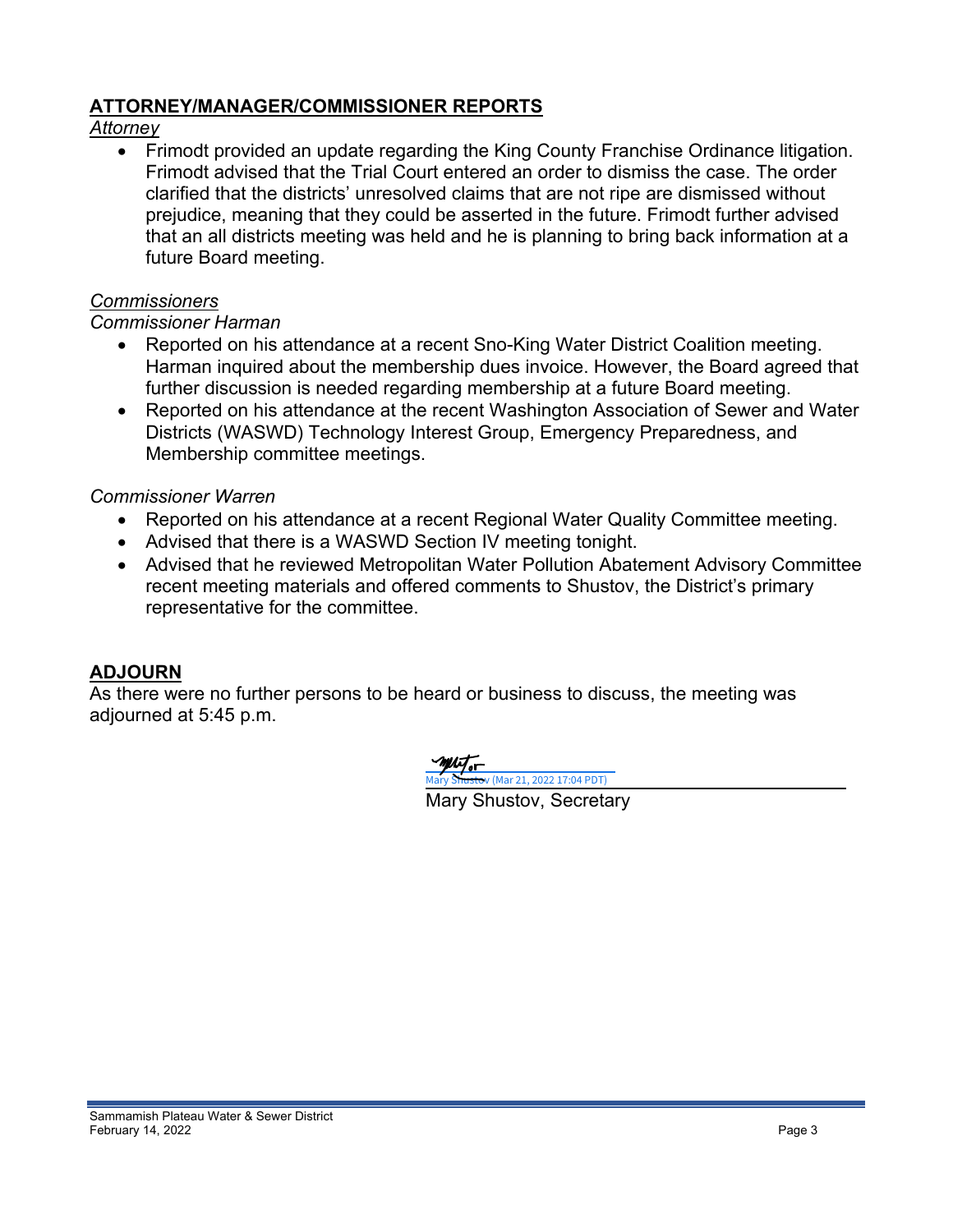## ATTORNEY/MANAGER/COMMISSIONER REPORTS

*Attorney*

- Frimodt provided an update regarding the King County Franchise Ordinance litigation. Frimodt advised that the Trial Court entered an order to dismiss the case. The order clarified that the districts' unresolved claims that are not ripe are dismissed without prejudice, meaning that they could be asserted in the future. Frimodt further advised that an all districts meeting was held and he is planning to bring back information at a future Board meeting.

*Commissioners*

*Commissioner Harman*

- Reported on his attendance at a recent Sno-King Water District Coalition meeting. Harman inquired about the membership dues invoice. However, the Board agreed that further discussion is needed regarding membership at a future Board meeting.
- Reported on his attendance at the recent Washington Association of Sewer and Water Districts (WASWD) Technology Interest Group, Emergency Preparedness, and Membership committee meetings.

*Commissioner Warren*

- Reported on his attendance at a recent Regional Water Quality Committee meeting.
- Advised that there is a WASWD Section IV meeting tonight.
- Advised that he reviewed Metropolitan Water Pollution Abatement Advisory Committee recent meeting materials and offered comments to Shustov, the District's primary representative for the committee.

## ADJOURN

As there were no further persons to be heard or business to discuss, the meeting was adjourned at 5:45 p.m.

Mary Shustov (Mar 21, 2022 17:04 PDT)

Mary Shustov, Secretary